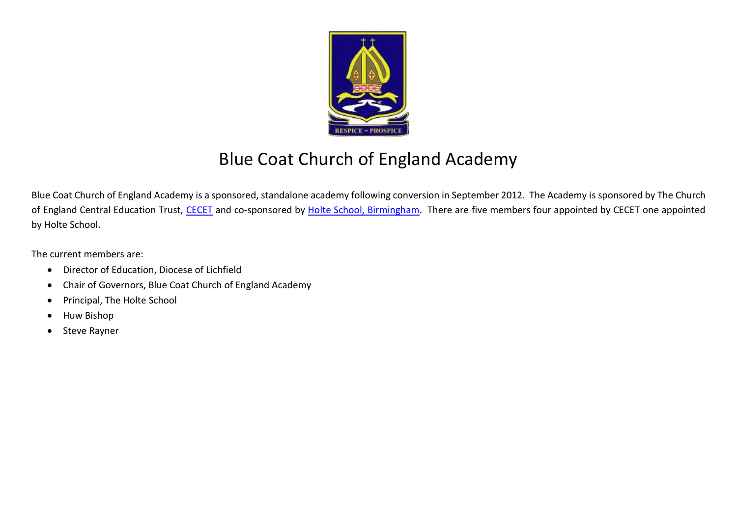# Blue Coat Church of England Academy

Blue Coat Church of England Academy is a sponsored, standalone academy following conversion in September 2012. The Academy is sponsored by The Church of England Central Education Trust, [CECET] and co-sponsored by [Holte School, Birmingham]. There are five members four appointed by CECET one appointed by Holte School.

The current members are:

- Director of Education, Diocese of Lichfield
- Chair of Governors, Blue Coat Church of England Academy
- Principal, The Holte School
- Huw Bishop
- Steve Rayner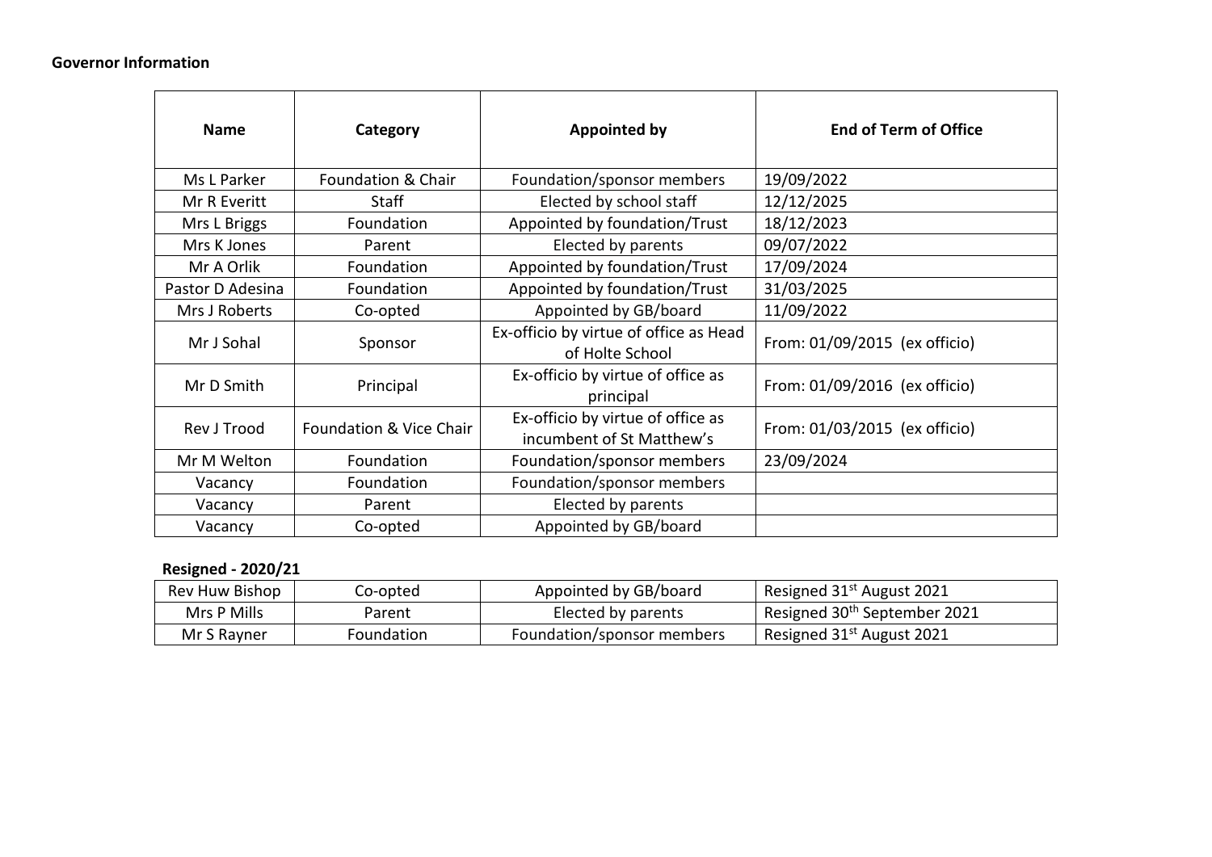**Governor Information**

| Name | Category | Appointed by | End of Term of Office |
|---|---|---|---|
| Ms L Parker | Foundation & Chair | Foundation/sponsor members | 19/09/2022 |
| Mr R Everitt | Staff | Elected by school staff | 12/12/2025 |
| Mrs L Briggs | Foundation | Appointed by foundation/Trust | 18/12/2023 |
| Mrs K Jones | Parent | Elected by parents | 09/07/2022 |
| Mr A Orlik | Foundation | Appointed by foundation/Trust | 17/09/2024 |
| Pastor D Adesina | Foundation | Appointed by foundation/Trust | 31/03/2025 |
| Mrs J Roberts | Co-opted | Appointed by GB/board | 11/09/2022 |
| Mr J Sohal | Sponsor | Ex-officio by virtue of office as Head of Holte School | From: 01/09/2015 (ex officio) |
| Mr D Smith | Principal | Ex-officio by virtue of office as principal | From: 01/09/2016 (ex officio) |
| Rev J Trood | Foundation & Vice Chair | Ex-officio by virtue of office as incumbent of St Matthew's | From: 01/03/2015 (ex officio) |
| Mr M Welton | Foundation | Foundation/sponsor members | 23/09/2024 |
| Vacancy | Foundation | Foundation/sponsor members | |
| Vacancy | Parent | Elected by parents | |
| Vacancy | Co-opted | Appointed by GB/board | |

**Resigned - 2020/21**

| Name | Category | Appointed by | End of Term of Office |
|---|---|---|---|
| Rev Huw Bishop | Co-opted | Appointed by GB/board | Resigned 31st August 2021 |
| Mrs P Mills | Parent | Elected by parents | Resigned 30th September 2021 |
| Mr S Rayner | Foundation | Foundation/sponsor members | Resigned 31st August 2021 |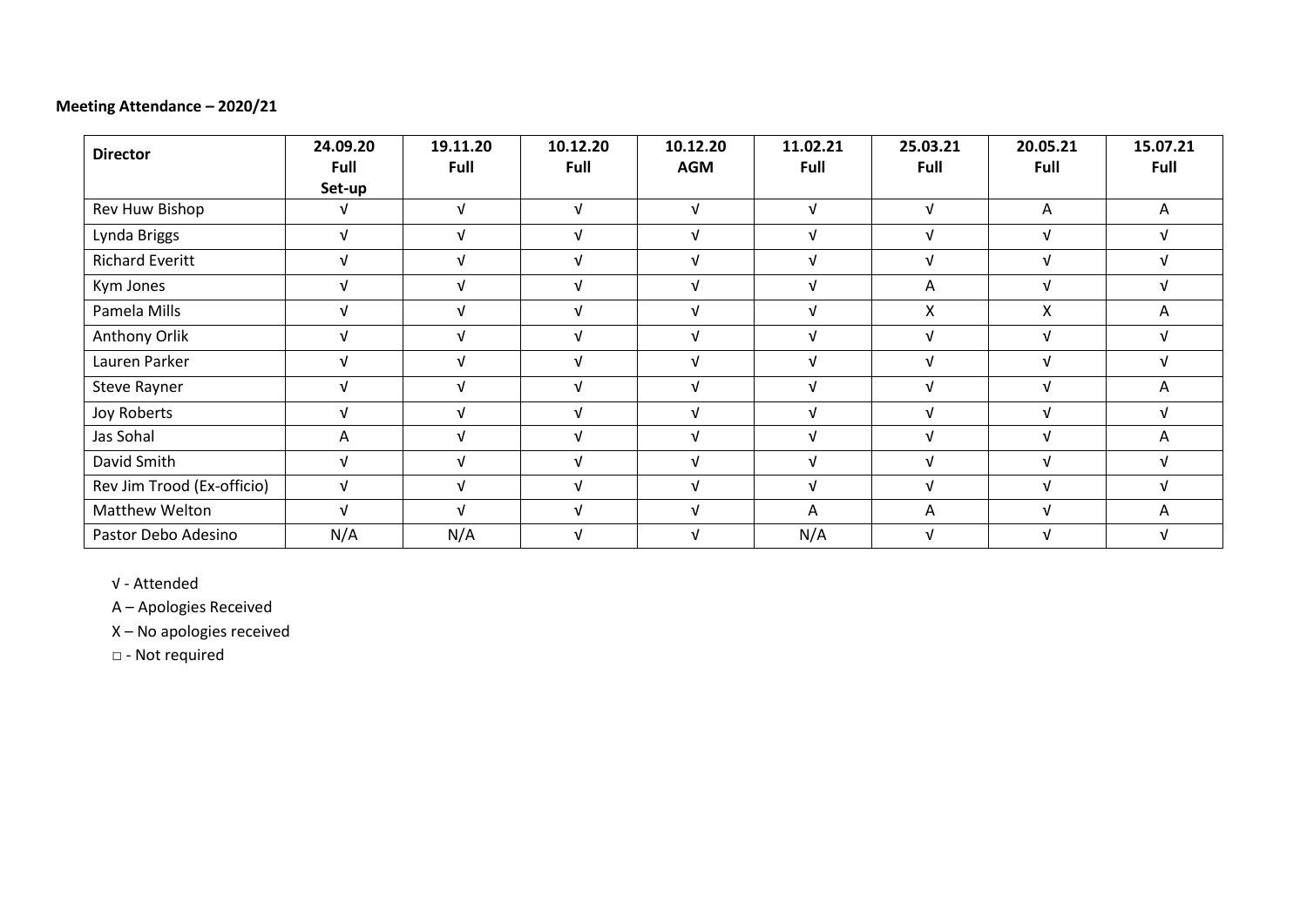**Meeting Attendance – 2020/21**

| Director | 24.09.20 Full Set-up | 19.11.20 Full | 10.12.20 Full | 10.12.20 AGM | 11.02.21 Full | 25.03.21 Full | 20.05.21 Full | 15.07.21 Full |
|---|---|---|---|---|---|---|---|---|
| Rev Huw Bishop | √ | √ | √ | √ | √ | √ | A | A |
| Lynda Briggs | √ | √ | √ | √ | √ | √ | √ | √ |
| Richard Everitt | √ | √ | √ | √ | √ | √ | √ | √ |
| Kym Jones | √ | √ | √ | √ | √ | A | √ | √ |
| Pamela Mills | √ | √ | √ | √ | √ | X | X | A |
| Anthony Orlik | √ | √ | √ | √ | √ | √ | √ | √ |
| Lauren Parker | √ | √ | √ | √ | √ | √ | √ | √ |
| Steve Rayner | √ | √ | √ | √ | √ | √ | √ | A |
| Joy Roberts | √ | √ | √ | √ | √ | √ | √ | √ |
| Jas Sohal | A | √ | √ | √ | √ | √ | √ | A |
| David Smith | √ | √ | √ | √ | √ | √ | √ | √ |
| Rev Jim Trood (Ex-officio) | √ | √ | √ | √ | √ | √ | √ | √ |
| Matthew Welton | √ | √ | √ | √ | A | A | √ | A |
| Pastor Debo Adesino | N/A | N/A | √ | √ | N/A | √ | √ | √ |

√ - Attended

A – Apologies Received

X – No apologies received

□ - Not required